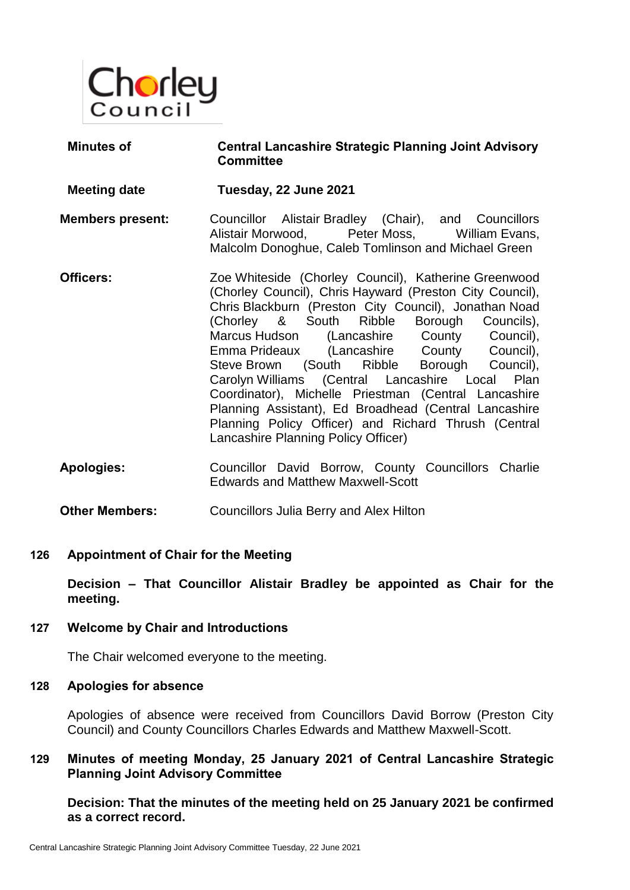Chorley Council

| | |
|---|---|
| **Minutes of** | **Central Lancashire Strategic Planning Joint Advisory Committee** |
| **Meeting date** | **Tuesday, 22 June 2021** |
| **Members present:** | Councillor Alistair Bradley (Chair), and Councillors Alistair Morwood, Peter Moss, William Evans, Malcolm Donoghue, Caleb Tomlinson and Michael Green |
| **Officers:** | Zoe Whiteside (Chorley Council), Katherine Greenwood (Chorley Council), Chris Hayward (Preston City Council), Chris Blackburn (Preston City Council), Jonathan Noad (Chorley & South Ribble Borough Councils), Marcus Hudson (Lancashire County Council), Emma Prideaux (Lancashire County Council), Steve Brown (South Ribble Borough Council), Carolyn Williams (Central Lancashire Local Plan Coordinator), Michelle Priestman (Central Lancashire Planning Assistant), Ed Broadhead (Central Lancashire Planning Policy Officer) and Richard Thrush (Central Lancashire Planning Policy Officer) |
| **Apologies:** | Councillor David Borrow, County Councillors Charlie Edwards and Matthew Maxwell-Scott |
| **Other Members:** | Councillors Julia Berry and Alex Hilton |

## 126 Appointment of Chair for the Meeting

**Decision – That Councillor Alistair Bradley be appointed as Chair for the meeting.**

## 127 Welcome by Chair and Introductions

The Chair welcomed everyone to the meeting.

## 128 Apologies for absence

Apologies of absence were received from Councillors David Borrow (Preston City Council) and County Councillors Charles Edwards and Matthew Maxwell-Scott.

## 129 Minutes of meeting Monday, 25 January 2021 of Central Lancashire Strategic Planning Joint Advisory Committee

**Decision: That the minutes of the meeting held on 25 January 2021 be confirmed as a correct record.**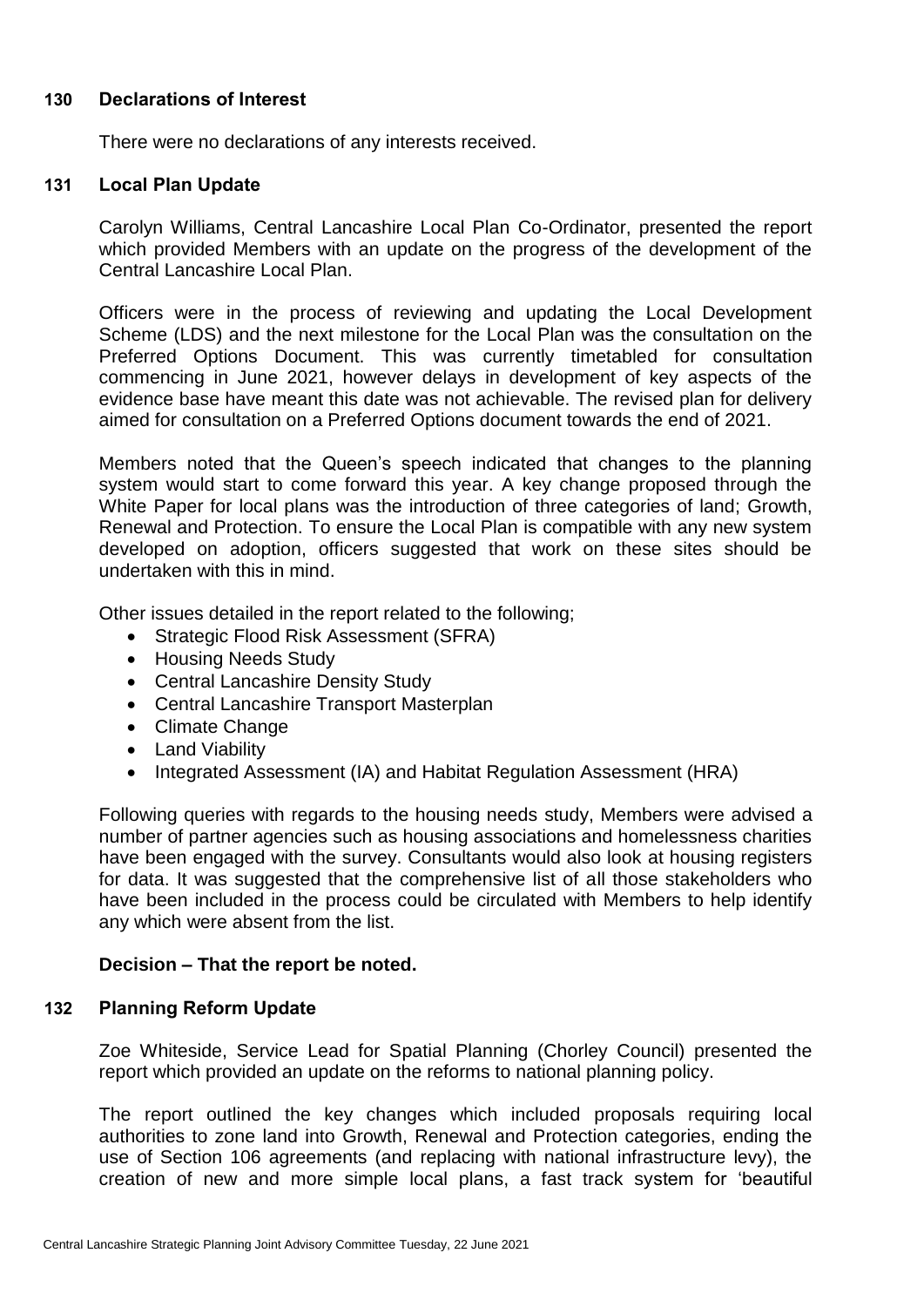## 130 Declarations of Interest

There were no declarations of any interests received.

## 131 Local Plan Update

Carolyn Williams, Central Lancashire Local Plan Co-Ordinator, presented the report which provided Members with an update on the progress of the development of the Central Lancashire Local Plan.

Officers were in the process of reviewing and updating the Local Development Scheme (LDS) and the next milestone for the Local Plan was the consultation on the Preferred Options Document. This was currently timetabled for consultation commencing in June 2021, however delays in development of key aspects of the evidence base have meant this date was not achievable. The revised plan for delivery aimed for consultation on a Preferred Options document towards the end of 2021.

Members noted that the Queen's speech indicated that changes to the planning system would start to come forward this year. A key change proposed through the White Paper for local plans was the introduction of three categories of land; Growth, Renewal and Protection. To ensure the Local Plan is compatible with any new system developed on adoption, officers suggested that work on these sites should be undertaken with this in mind.

Other issues detailed in the report related to the following;

- Strategic Flood Risk Assessment (SFRA)
- Housing Needs Study
- Central Lancashire Density Study
- Central Lancashire Transport Masterplan
- Climate Change
- Land Viability
- Integrated Assessment (IA) and Habitat Regulation Assessment (HRA)

Following queries with regards to the housing needs study, Members were advised a number of partner agencies such as housing associations and homelessness charities have been engaged with the survey. Consultants would also look at housing registers for data. It was suggested that the comprehensive list of all those stakeholders who have been included in the process could be circulated with Members to help identify any which were absent from the list.

**Decision – That the report be noted.**

## 132 Planning Reform Update

Zoe Whiteside, Service Lead for Spatial Planning (Chorley Council) presented the report which provided an update on the reforms to national planning policy.

The report outlined the key changes which included proposals requiring local authorities to zone land into Growth, Renewal and Protection categories, ending the use of Section 106 agreements (and replacing with national infrastructure levy), the creation of new and more simple local plans, a fast track system for 'beautiful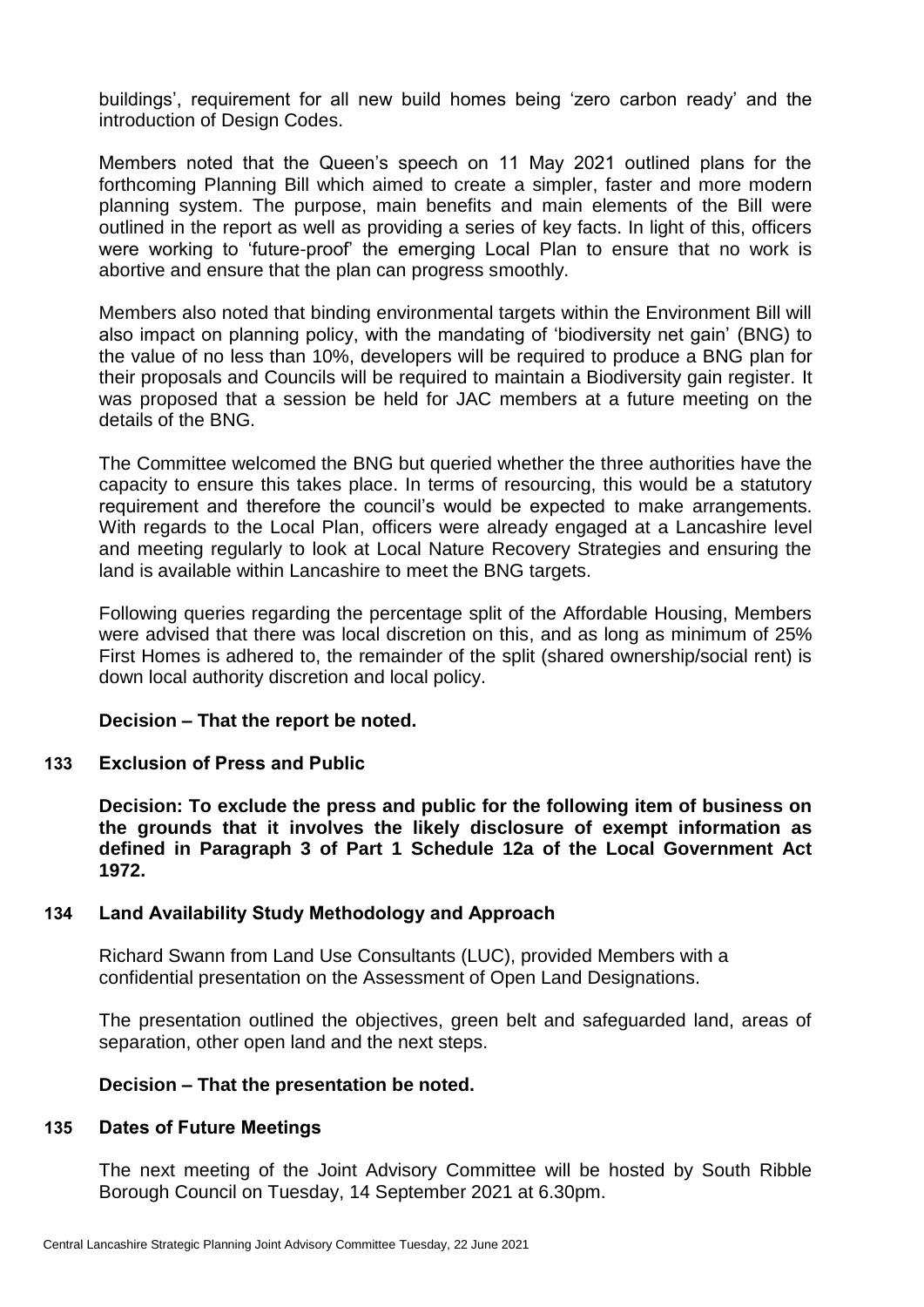buildings', requirement for all new build homes being 'zero carbon ready' and the introduction of Design Codes.

Members noted that the Queen's speech on 11 May 2021 outlined plans for the forthcoming Planning Bill which aimed to create a simpler, faster and more modern planning system. The purpose, main benefits and main elements of the Bill were outlined in the report as well as providing a series of key facts. In light of this, officers were working to 'future-proof' the emerging Local Plan to ensure that no work is abortive and ensure that the plan can progress smoothly.

Members also noted that binding environmental targets within the Environment Bill will also impact on planning policy, with the mandating of 'biodiversity net gain' (BNG) to the value of no less than 10%, developers will be required to produce a BNG plan for their proposals and Councils will be required to maintain a Biodiversity gain register. It was proposed that a session be held for JAC members at a future meeting on the details of the BNG.

The Committee welcomed the BNG but queried whether the three authorities have the capacity to ensure this takes place. In terms of resourcing, this would be a statutory requirement and therefore the council's would be expected to make arrangements. With regards to the Local Plan, officers were already engaged at a Lancashire level and meeting regularly to look at Local Nature Recovery Strategies and ensuring the land is available within Lancashire to meet the BNG targets.

Following queries regarding the percentage split of the Affordable Housing, Members were advised that there was local discretion on this, and as long as minimum of 25% First Homes is adhered to, the remainder of the split (shared ownership/social rent) is down local authority discretion and local policy.

**Decision – That the report be noted.**

## 133 Exclusion of Press and Public

**Decision: To exclude the press and public for the following item of business on the grounds that it involves the likely disclosure of exempt information as defined in Paragraph 3 of Part 1 Schedule 12a of the Local Government Act 1972.**

## 134 Land Availability Study Methodology and Approach

Richard Swann from Land Use Consultants (LUC), provided Members with a confidential presentation on the Assessment of Open Land Designations.

The presentation outlined the objectives, green belt and safeguarded land, areas of separation, other open land and the next steps.

**Decision – That the presentation be noted.**

## 135 Dates of Future Meetings

The next meeting of the Joint Advisory Committee will be hosted by South Ribble Borough Council on Tuesday, 14 September 2021 at 6.30pm.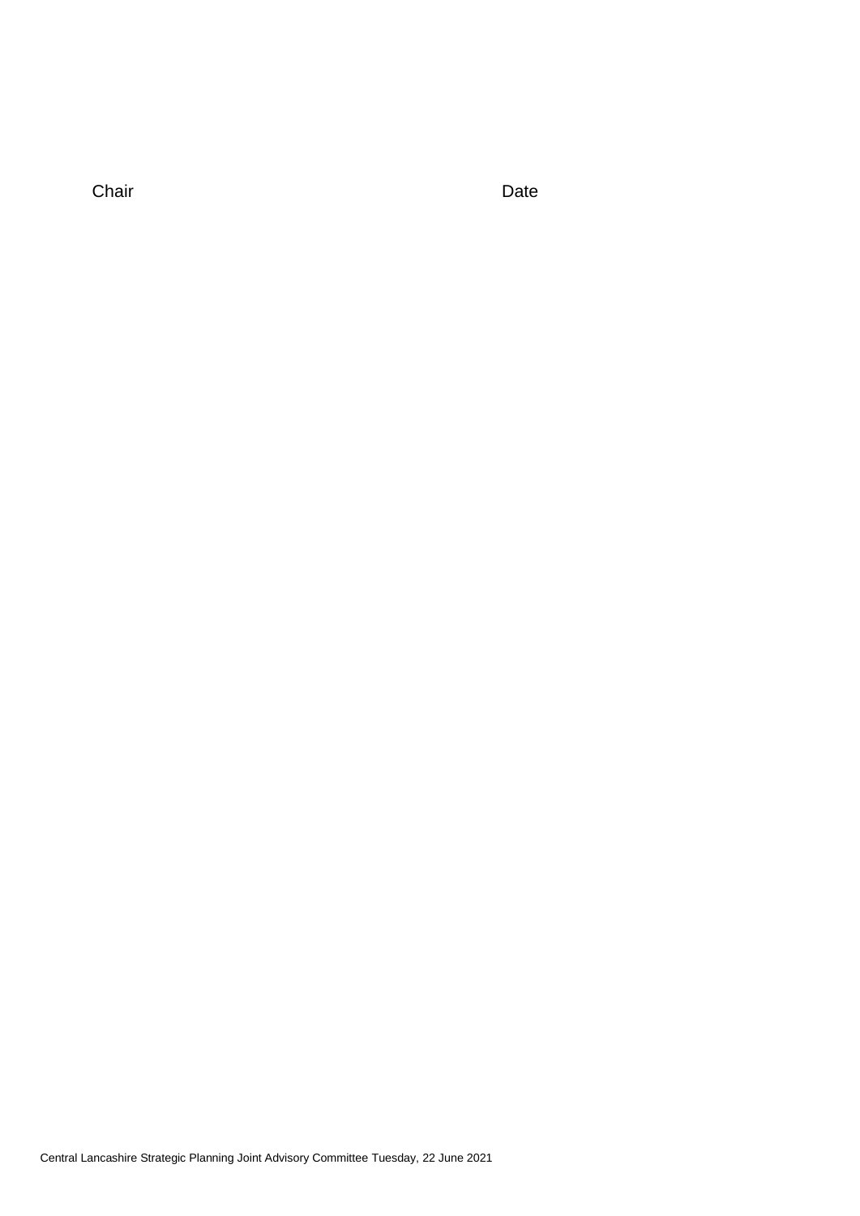Chair Date